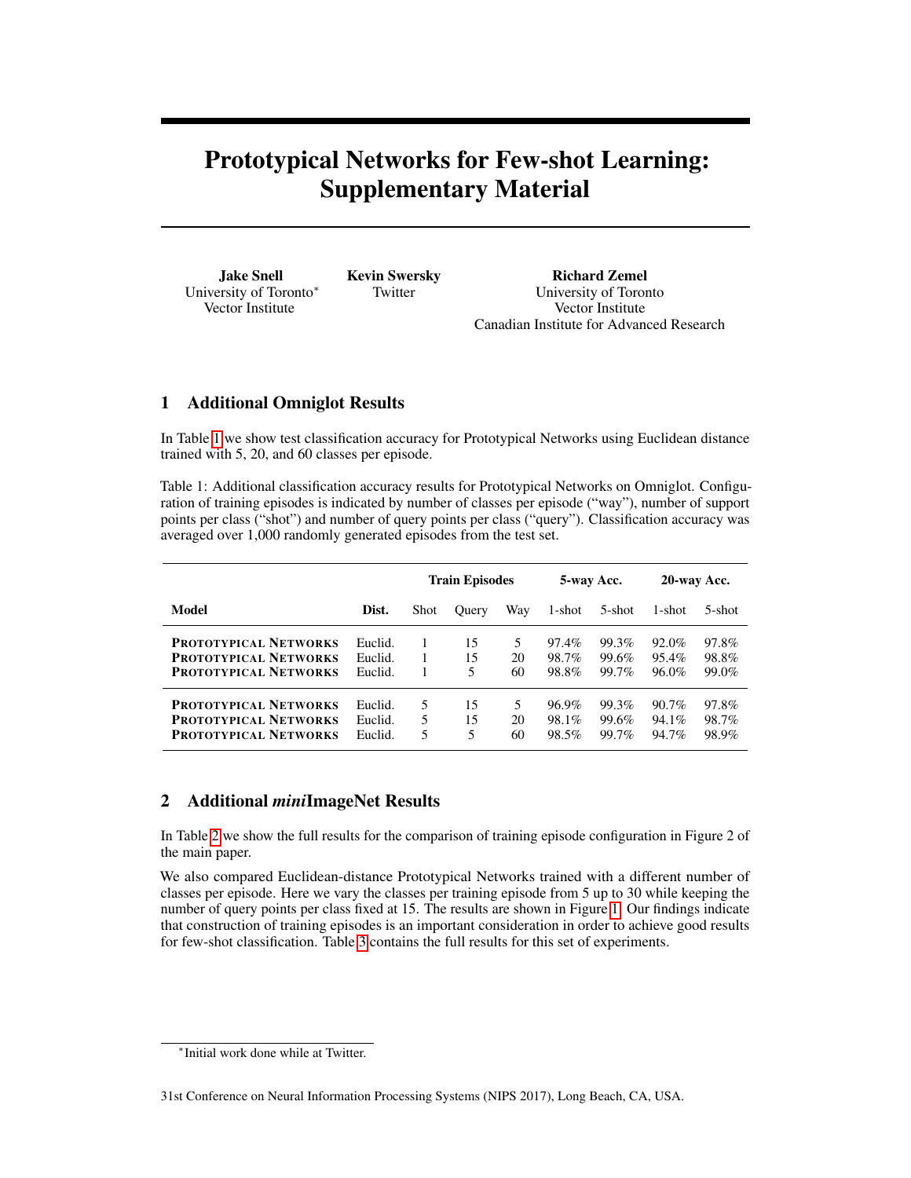# Prototypical Networks for Few-shot Learning: Supplementary Material

**Jake Snell**
University of Toronto*
Vector Institute

**Kevin Swersky**
Twitter

**Richard Zemel**
University of Toronto
Vector Institute
Canadian Institute for Advanced Research

## 1 Additional Omniglot Results

In Table 1 we show test classification accuracy for Prototypical Networks using Euclidean distance trained with 5, 20, and 60 classes per episode.

Table 1: Additional classification accuracy results for Prototypical Networks on Omniglot. Configuration of training episodes is indicated by number of classes per episode ("way"), number of support points per class ("shot") and number of query points per class ("query"). Classification accuracy was averaged over 1,000 randomly generated episodes from the test set.

| | | **Train Episodes** | | | **5-way Acc.** | | **20-way Acc.** | |
|---|---|---|---|---|---|---|---|---|
| **Model** | **Dist.** | Shot | Query | Way | 1-shot | 5-shot | 1-shot | 5-shot |
| PROTOTYPICAL NETWORKS | Euclid. | 1 | 15 | 5 | 97.4% | 99.3% | 92.0% | 97.8% |
| PROTOTYPICAL NETWORKS | Euclid. | 1 | 15 | 20 | 98.7% | 99.6% | 95.4% | 98.8% |
| PROTOTYPICAL NETWORKS | Euclid. | 1 | 5 | 60 | 98.8% | 99.7% | 96.0% | 99.0% |
| PROTOTYPICAL NETWORKS | Euclid. | 5 | 15 | 5 | 96.9% | 99.3% | 90.7% | 97.8% |
| PROTOTYPICAL NETWORKS | Euclid. | 5 | 15 | 20 | 98.1% | 99.6% | 94.1% | 98.7% |
| PROTOTYPICAL NETWORKS | Euclid. | 5 | 5 | 60 | 98.5% | 99.7% | 94.7% | 98.9% |

## 2 Additional *mini*ImageNet Results

In Table 2 we show the full results for the comparison of training episode configuration in Figure 2 of the main paper.

We also compared Euclidean-distance Prototypical Networks trained with a different number of classes per episode. Here we vary the classes per training episode from 5 up to 30 while keeping the number of query points per class fixed at 15. The results are shown in Figure 1. Our findings indicate that construction of training episodes is an important consideration in order to achieve good results for few-shot classification. Table 3 contains the full results for this set of experiments.

*Initial work done while at Twitter.

31st Conference on Neural Information Processing Systems (NIPS 2017), Long Beach, CA, USA.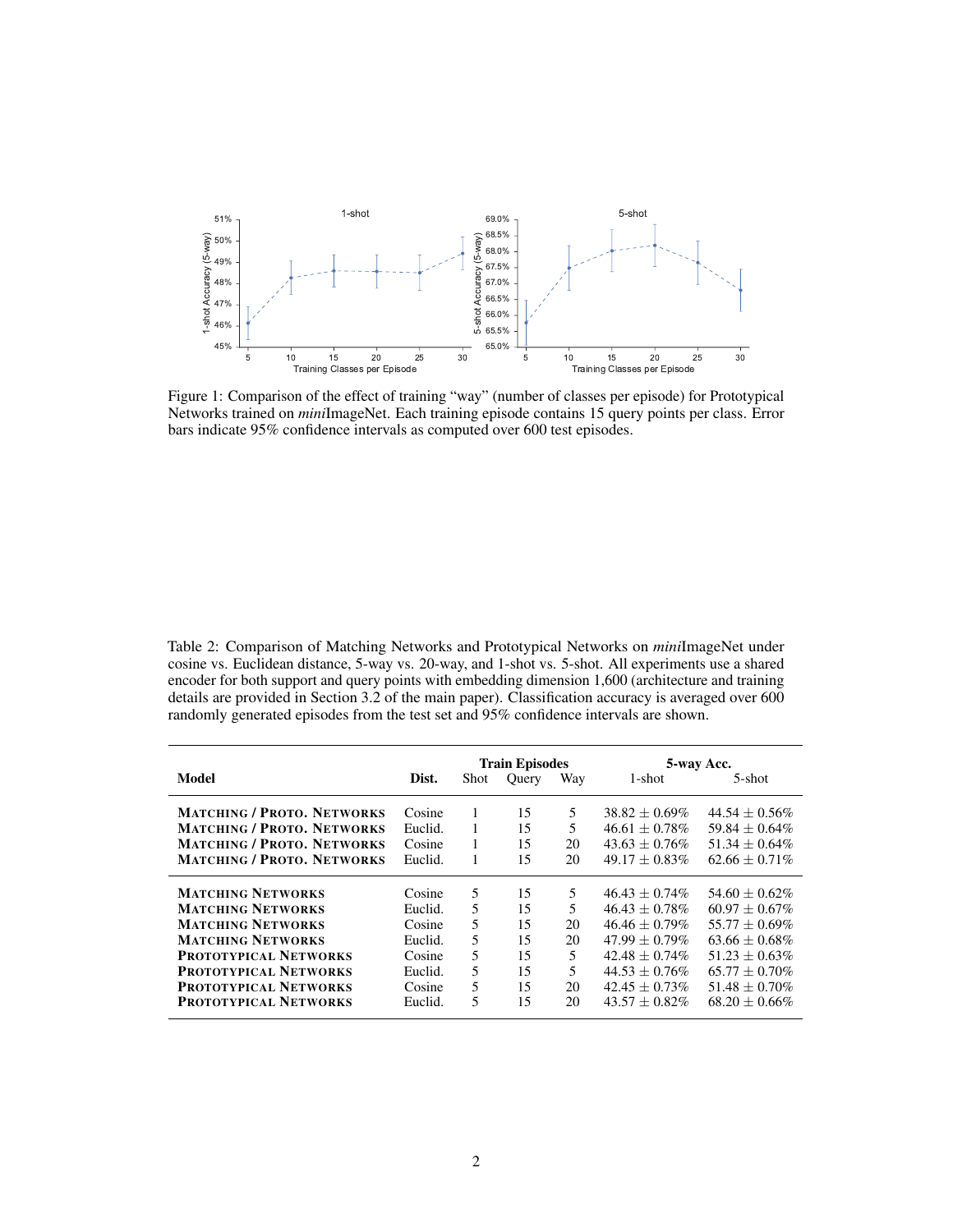Figure 1: Comparison of the effect of training "way" (number of classes per episode) for Prototypical Networks trained on *mini*ImageNet. Each training episode contains 15 query points per class. Error bars indicate 95% confidence intervals as computed over 600 test episodes.

Table 2: Comparison of Matching Networks and Prototypical Networks on *mini*ImageNet under cosine vs. Euclidean distance, 5-way vs. 20-way, and 1-shot vs. 5-shot. All experiments use a shared encoder for both support and query points with embedding dimension 1,600 (architecture and training details are provided in Section 3.2 of the main paper). Classification accuracy is averaged over 600 randomly generated episodes from the test set and 95% confidence intervals are shown.

| **Model** | **Dist.** | **Train Episodes** | | | **5-way Acc.** | |
|---|---|---|---|---|---|---|
| | | Shot | Query | Way | 1-shot | 5-shot |
| MATCHING / PROTO. NETWORKS | Cosine | 1 | 15 | 5 | $38.82 \pm 0.69\%$ | $44.54 \pm 0.56\%$ |
| MATCHING / PROTO. NETWORKS | Euclid. | 1 | 15 | 5 | $46.61 \pm 0.78\%$ | $59.84 \pm 0.64\%$ |
| MATCHING / PROTO. NETWORKS | Cosine | 1 | 15 | 20 | $43.63 \pm 0.76\%$ | $51.34 \pm 0.64\%$ |
| MATCHING / PROTO. NETWORKS | Euclid. | 1 | 15 | 20 | $49.17 \pm 0.83\%$ | $62.66 \pm 0.71\%$ |
| MATCHING NETWORKS | Cosine | 5 | 15 | 5 | $46.43 \pm 0.74\%$ | $54.60 \pm 0.62\%$ |
| MATCHING NETWORKS | Euclid. | 5 | 15 | 5 | $46.43 \pm 0.78\%$ | $60.97 \pm 0.67\%$ |
| MATCHING NETWORKS | Cosine | 5 | 15 | 20 | $46.46 \pm 0.79\%$ | $55.77 \pm 0.69\%$ |
| MATCHING NETWORKS | Euclid. | 5 | 15 | 20 | $47.99 \pm 0.79\%$ | $63.66 \pm 0.68\%$ |
| PROTOTYPICAL NETWORKS | Cosine | 5 | 15 | 5 | $42.48 \pm 0.74\%$ | $51.23 \pm 0.63\%$ |
| PROTOTYPICAL NETWORKS | Euclid. | 5 | 15 | 5 | $44.53 \pm 0.76\%$ | $65.77 \pm 0.70\%$ |
| PROTOTYPICAL NETWORKS | Cosine | 5 | 15 | 20 | $42.45 \pm 0.73\%$ | $51.48 \pm 0.70\%$ |
| PROTOTYPICAL NETWORKS | Euclid. | 5 | 15 | 20 | $43.57 \pm 0.82\%$ | $68.20 \pm 0.66\%$ |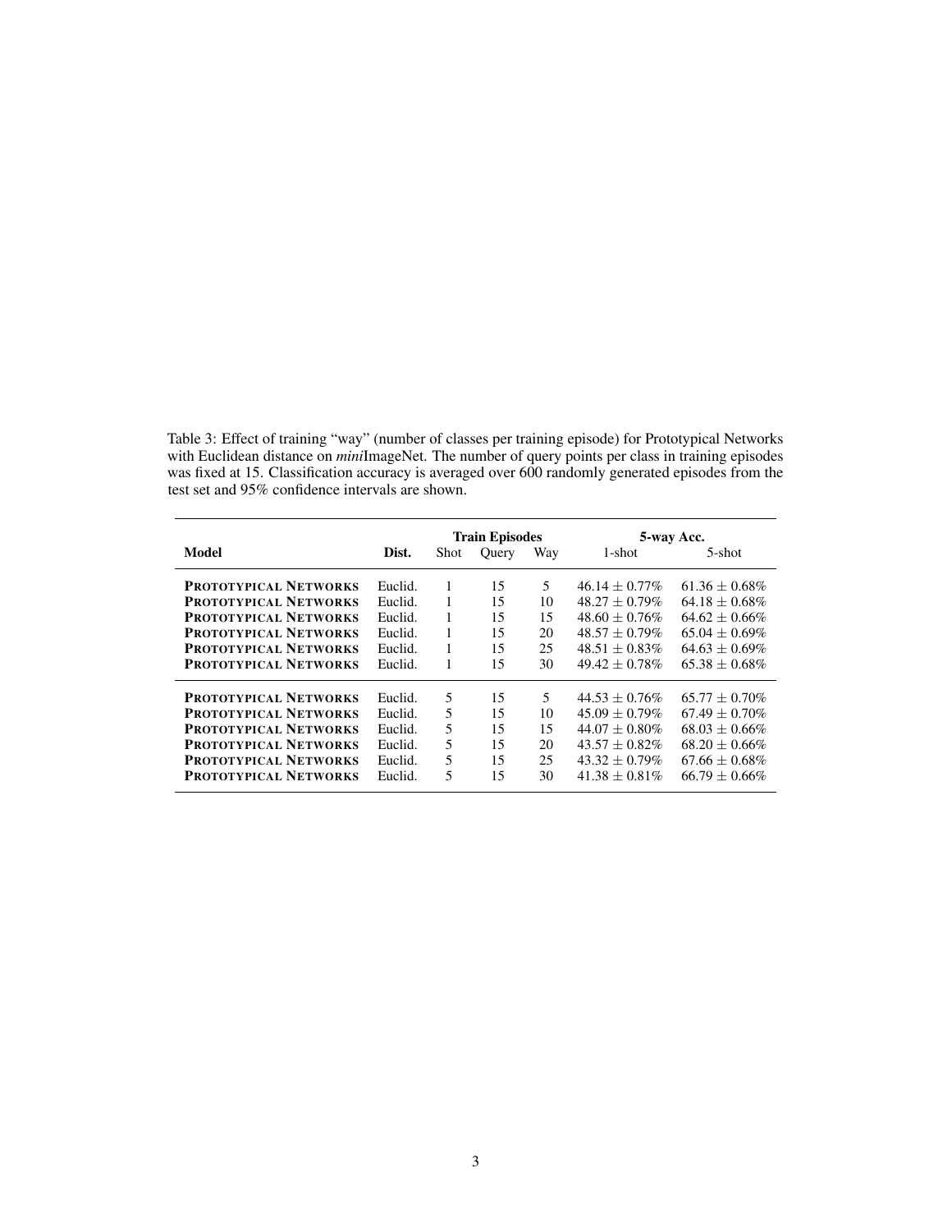Table 3: Effect of training "way" (number of classes per training episode) for Prototypical Networks with Euclidean distance on *mini*ImageNet. The number of query points per class in training episodes was fixed at 15. Classification accuracy is averaged over 600 randomly generated episodes from the test set and 95% confidence intervals are shown.

| | | Train Episodes | | | 5-way Acc. | |
|---|---|---|---|---|---|---|
| **Model** | **Dist.** | Shot | Query | Way | 1-shot | 5-shot |
| PROTOTYPICAL NETWORKS | Euclid. | 1 | 15 | 5 | $46.14 \pm 0.77\%$ | $61.36 \pm 0.68\%$ |
| PROTOTYPICAL NETWORKS | Euclid. | 1 | 15 | 10 | $48.27 \pm 0.79\%$ | $64.18 \pm 0.68\%$ |
| PROTOTYPICAL NETWORKS | Euclid. | 1 | 15 | 15 | $48.60 \pm 0.76\%$ | $64.62 \pm 0.66\%$ |
| PROTOTYPICAL NETWORKS | Euclid. | 1 | 15 | 20 | $48.57 \pm 0.79\%$ | $65.04 \pm 0.69\%$ |
| PROTOTYPICAL NETWORKS | Euclid. | 1 | 15 | 25 | $48.51 \pm 0.83\%$ | $64.63 \pm 0.69\%$ |
| PROTOTYPICAL NETWORKS | Euclid. | 1 | 15 | 30 | $49.42 \pm 0.78\%$ | $65.38 \pm 0.68\%$ |
| PROTOTYPICAL NETWORKS | Euclid. | 5 | 15 | 5 | $44.53 \pm 0.76\%$ | $65.77 \pm 0.70\%$ |
| PROTOTYPICAL NETWORKS | Euclid. | 5 | 15 | 10 | $45.09 \pm 0.79\%$ | $67.49 \pm 0.70\%$ |
| PROTOTYPICAL NETWORKS | Euclid. | 5 | 15 | 15 | $44.07 \pm 0.80\%$ | $68.03 \pm 0.66\%$ |
| PROTOTYPICAL NETWORKS | Euclid. | 5 | 15 | 20 | $43.57 \pm 0.82\%$ | $68.20 \pm 0.66\%$ |
| PROTOTYPICAL NETWORKS | Euclid. | 5 | 15 | 25 | $43.32 \pm 0.79\%$ | $67.66 \pm 0.68\%$ |
| PROTOTYPICAL NETWORKS | Euclid. | 5 | 15 | 30 | $41.38 \pm 0.81\%$ | $66.79 \pm 0.66\%$ |